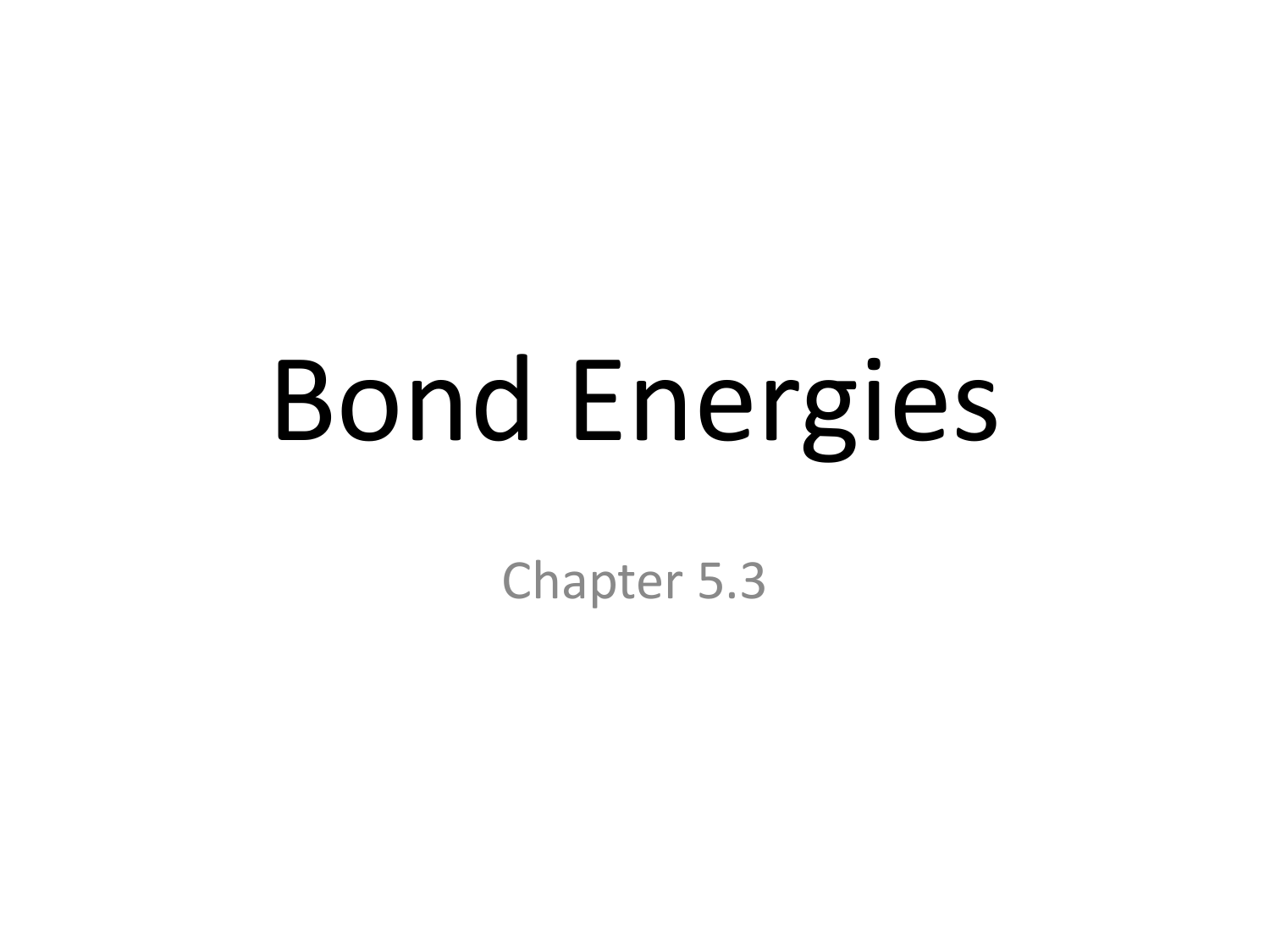# Bond Energies

Chapter 5.3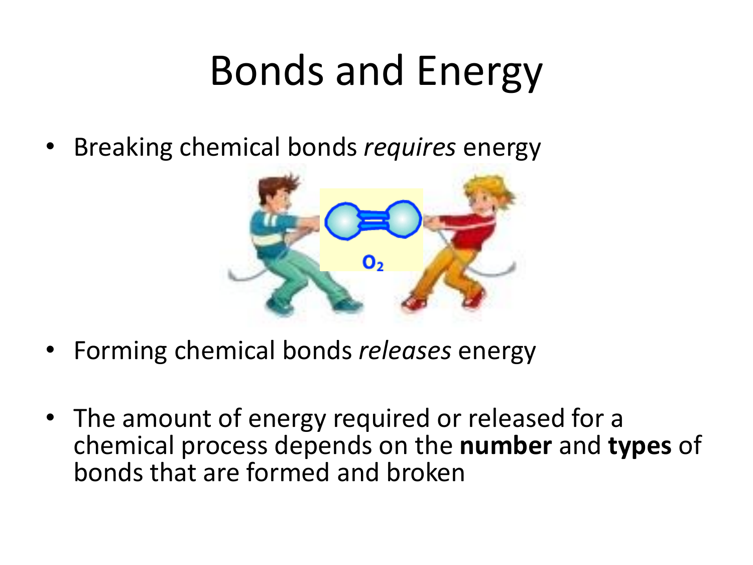# Bonds and Energy

- Breaking chemical bonds *requires* energy
- Forming chemical bonds *releases* energy
- The amount of energy required or released for a chemical process depends on the **number** and **types** of bonds that are formed and broken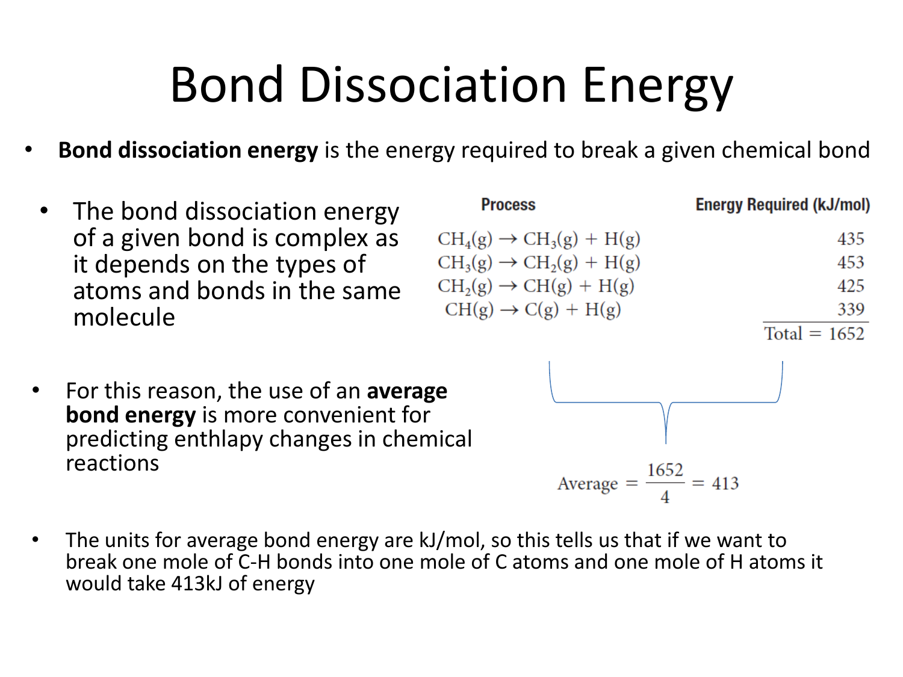# Bond Dissociation Energy

- **Bond dissociation energy** is the energy required to break a given chemical bond

  - The bond dissociation energy of a given bond is complex as it depends on the types of atoms and bonds in the same molecule

| Process | Energy Required (kJ/mol) |
| --- | --- |
| $CH_4(g) \rightarrow CH_3(g) + H(g)$ | 435 |
| $CH_3(g) \rightarrow CH_2(g) + H(g)$ | 453 |
| $CH_2(g) \rightarrow CH(g) + H(g)$ | 425 |
| $CH(g) \rightarrow C(g) + H(g)$ | 339 |
| | Total = 1652 |

- For this reason, the use of an **average bond energy** is more convenient for predicting enthlapy changes in chemical reactions

$$\text{Average} = \frac{1652}{4} = 413$$

- The units for average bond energy are kJ/mol, so this tells us that if we want to break one mole of C-H bonds into one mole of C atoms and one mole of H atoms it would take 413kJ of energy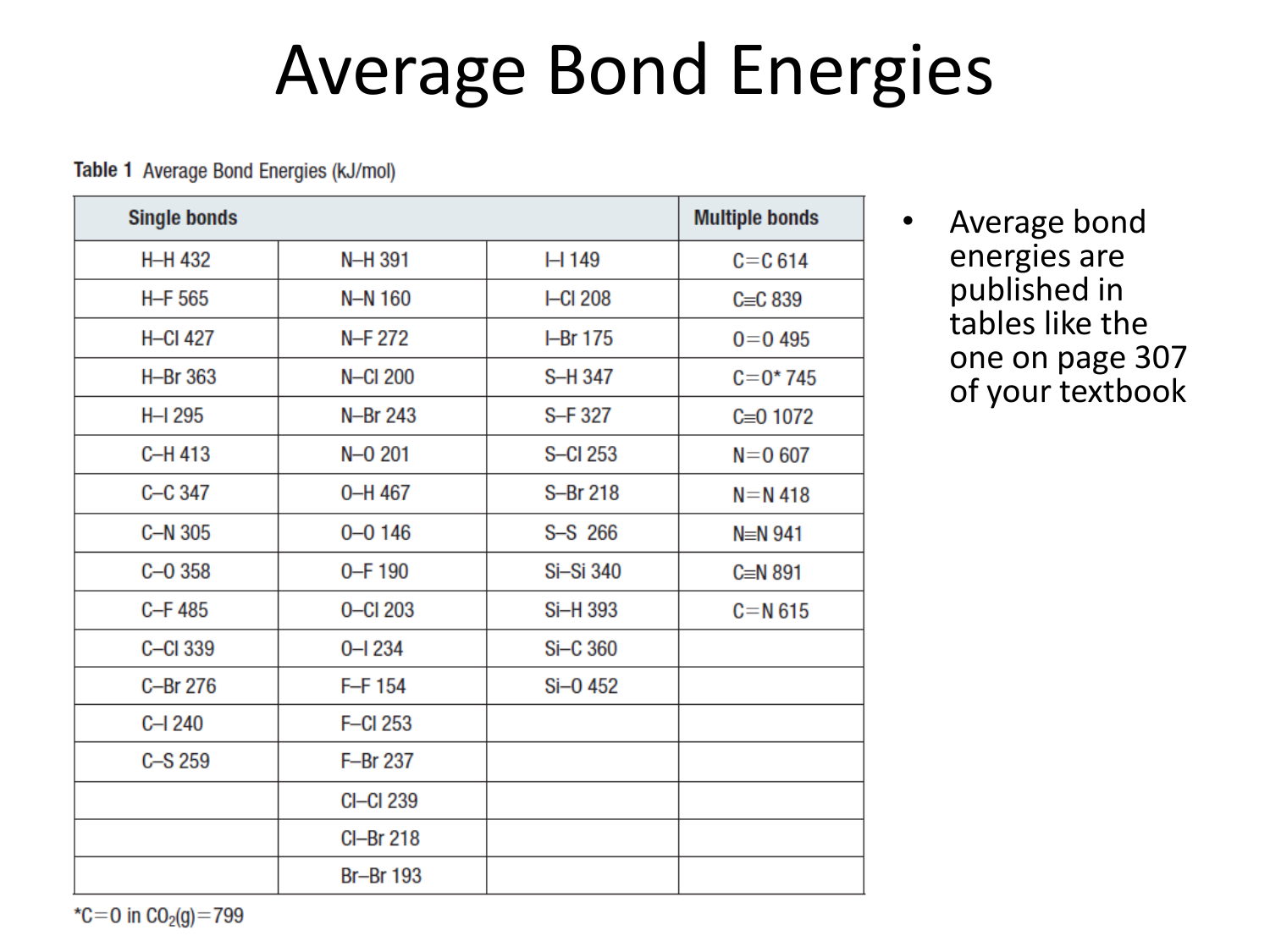# Average Bond Energies

**Table 1** Average Bond Energies (kJ/mol)

| Single bonds | | | Multiple bonds |
|---|---|---|---|
| H–H 432 | N–H 391 | I–I 149 | C=C 614 |
| H–F 565 | N–N 160 | I–Cl 208 | C≡C 839 |
| H–Cl 427 | N–F 272 | I–Br 175 | O=O 495 |
| H–Br 363 | N–Cl 200 | S–H 347 | C=O* 745 |
| H–I 295 | N–Br 243 | S–F 327 | C≡O 1072 |
| C–H 413 | N–O 201 | S–Cl 253 | N=O 607 |
| C–C 347 | O–H 467 | S–Br 218 | N=N 418 |
| C–N 305 | O–O 146 | S–S 266 | N≡N 941 |
| C–O 358 | O–F 190 | Si–Si 340 | C≡N 891 |
| C–F 485 | O–Cl 203 | Si–H 393 | C=N 615 |
| C–Cl 339 | O–I 234 | Si–C 360 | |
| C–Br 276 | F–F 154 | Si–O 452 | |
| C–I 240 | F–Cl 253 | | |
| C–S 259 | F–Br 237 | | |
| | Cl–Cl 239 | | |
| | Cl–Br 218 | | |
| | Br–Br 193 | | |

*C=O in $CO_2(g)$ = 799

- Average bond energies are published in tables like the one on page 307 of your textbook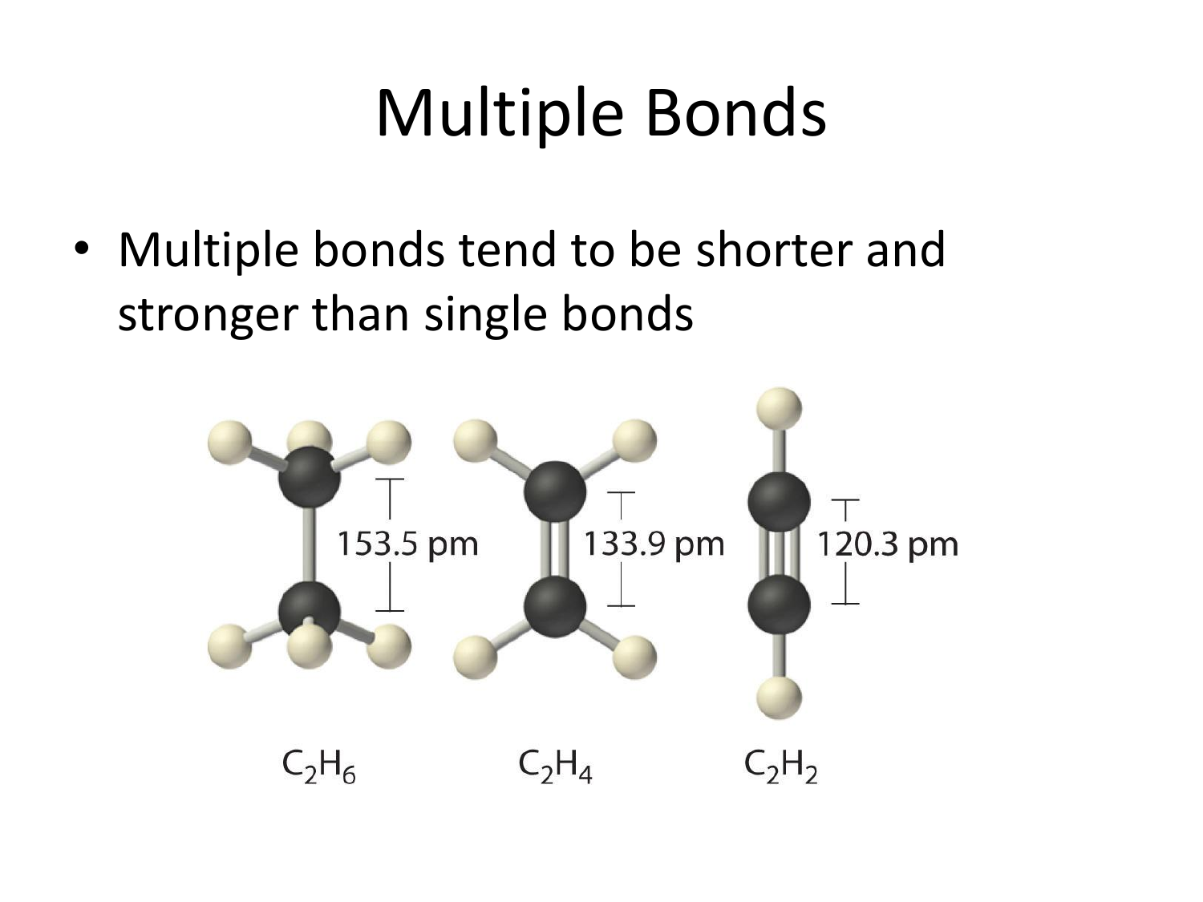# Multiple Bonds

- Multiple bonds tend to be shorter and stronger than single bonds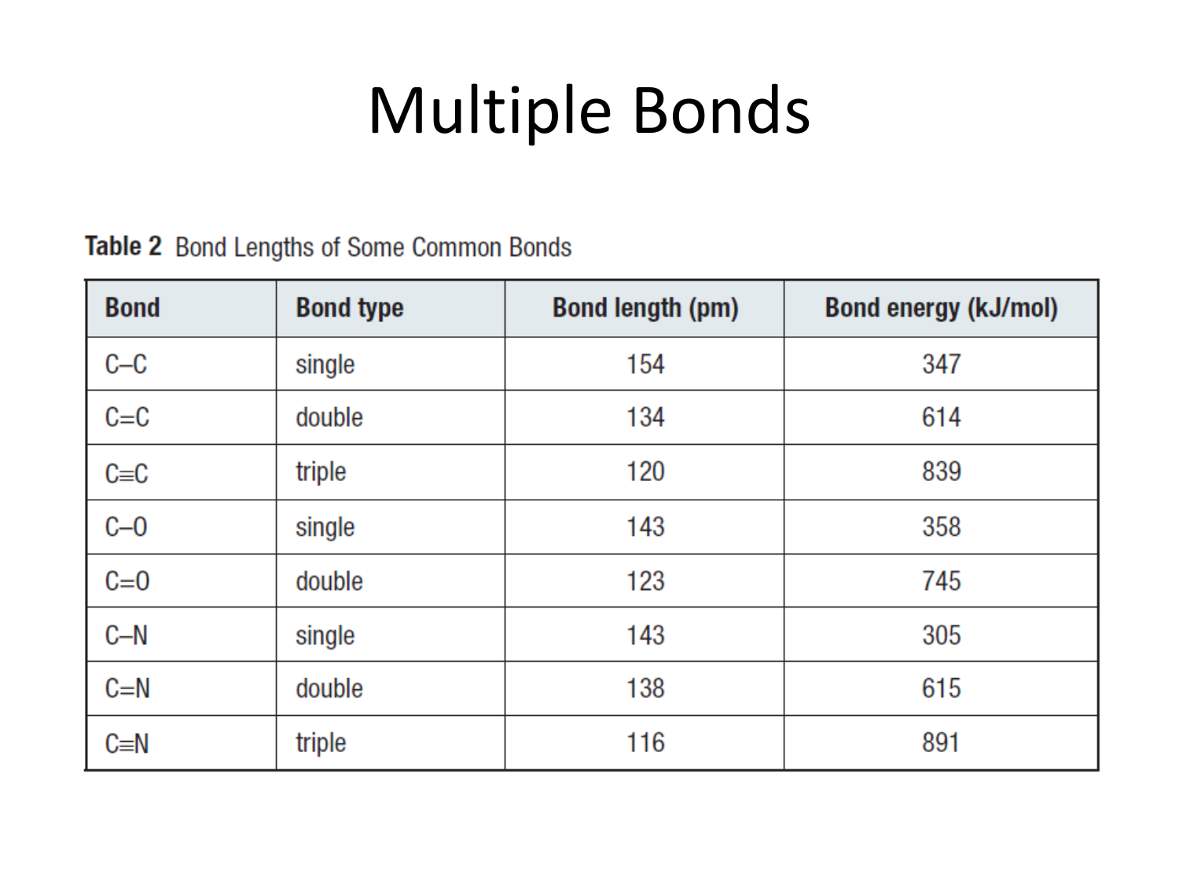# Multiple Bonds

**Table 2** Bond Lengths of Some Common Bonds

| Bond | Bond type | Bond length (pm) | Bond energy (kJ/mol) |
| --- | --- | --- | --- |
| C–C | single | 154 | 347 |
| C=C | double | 134 | 614 |
| C≡C | triple | 120 | 839 |
| C–O | single | 143 | 358 |
| C=O | double | 123 | 745 |
| C–N | single | 143 | 305 |
| C=N | double | 138 | 615 |
| C≡N | triple | 116 | 891 |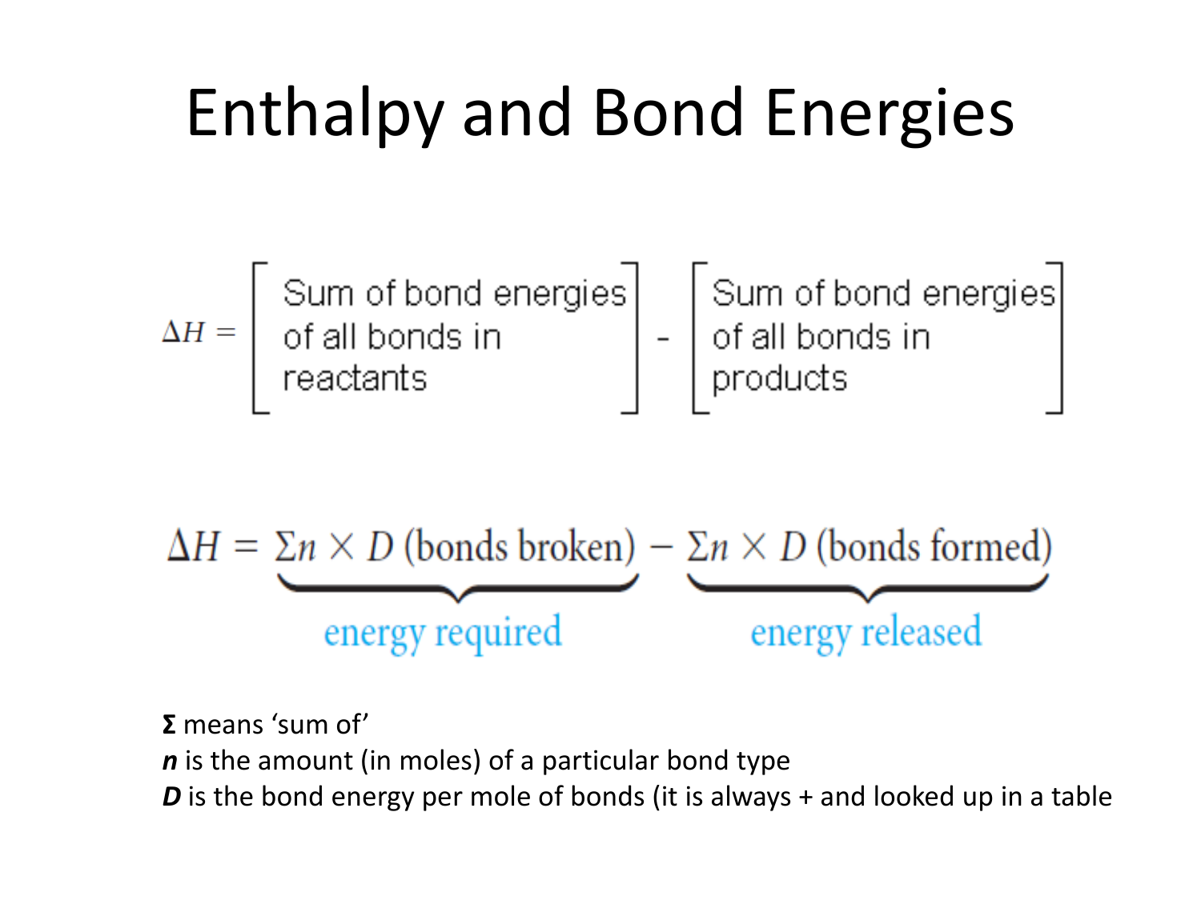# Enthalpy and Bond Energies

$$\Delta H = \left[ \begin{array}{l} \text{Sum of bond energies} \\ \text{of all bonds in} \\ \text{reactants} \end{array} \right] - \left[ \begin{array}{l} \text{Sum of bond energies} \\ \text{of all bonds in} \\ \text{products} \end{array} \right]$$

$$\Delta H = \underbrace{\Sigma n \times D \text{ (bonds broken)}}_{\text{energy required}} - \underbrace{\Sigma n \times D \text{ (bonds formed)}}_{\text{energy released}}$$

**Σ** means 'sum of'

***n*** is the amount (in moles) of a particular bond type

***D*** is the bond energy per mole of bonds (it is always + and looked up in a table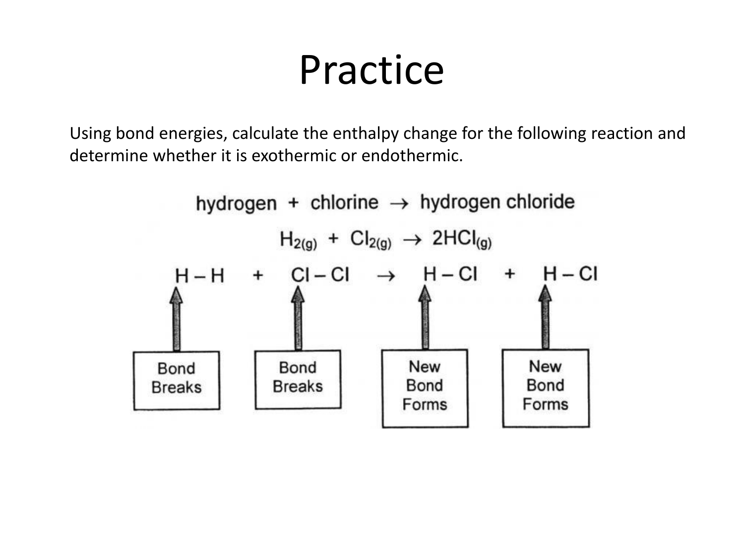# Practice

Using bond energies, calculate the enthalpy change for the following reaction and determine whether it is exothermic or endothermic.

hydrogen + chlorine → hydrogen chloride

$$H_{2(g)} + Cl_{2(g)} \rightarrow 2HCl_{(g)}$$

H – H + Cl – Cl → H – Cl + H – Cl

| H – H | Cl – Cl | H – Cl | H – Cl |
|---|---|---|---|
| Bond Breaks | Bond Breaks | New Bond Forms | New Bond Forms |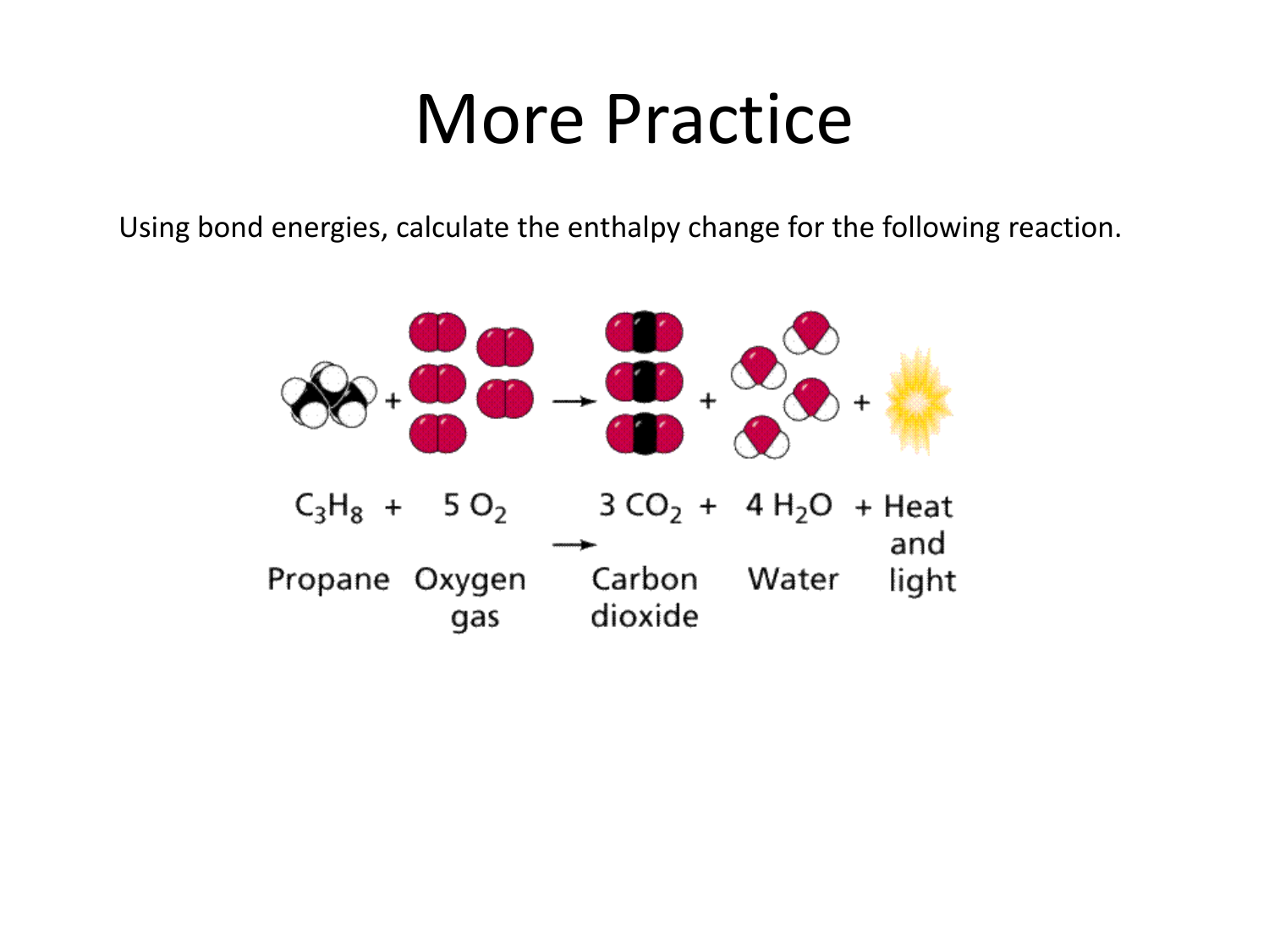# More Practice

Using bond energies, calculate the enthalpy change for the following reaction.

$C_3H_8$ + $5\,O_2$ → $3\,CO_2$ + $4\,H_2O$ + Heat and light

Propane, Oxygen gas, Carbon dioxide, Water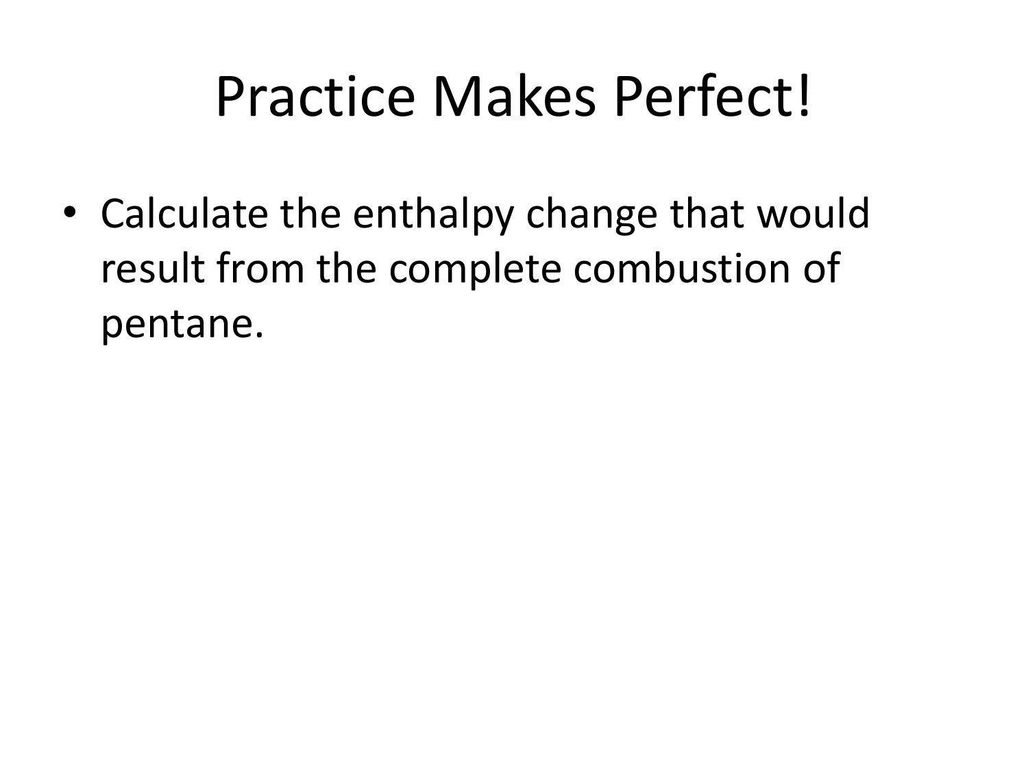# Practice Makes Perfect!

- Calculate the enthalpy change that would result from the complete combustion of pentane.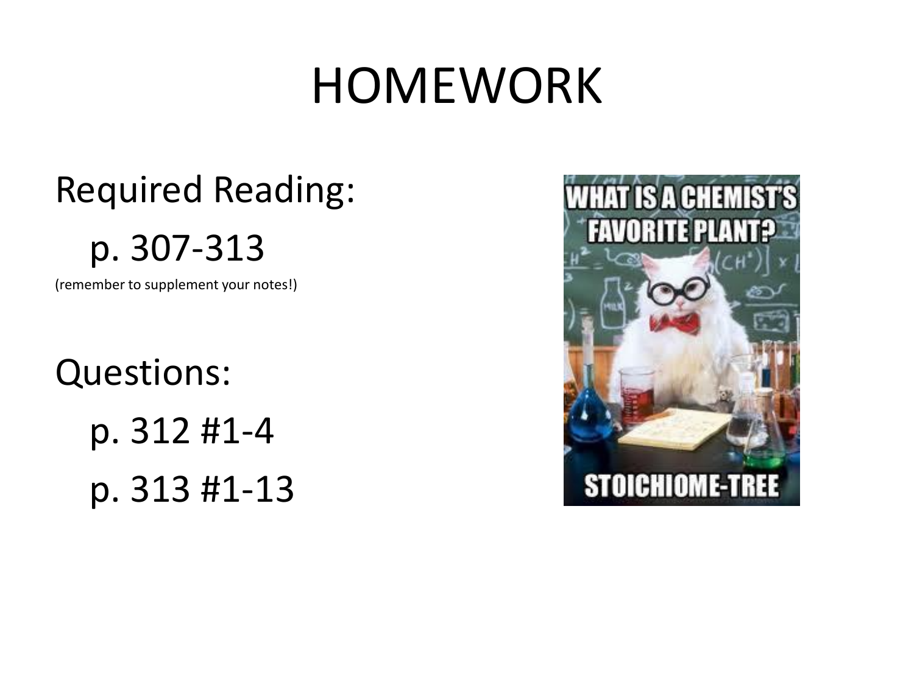# HOMEWORK

Required Reading:

p. 307-313

(remember to supplement your notes!)

Questions:

p. 312 #1-4

p. 313 #1-13